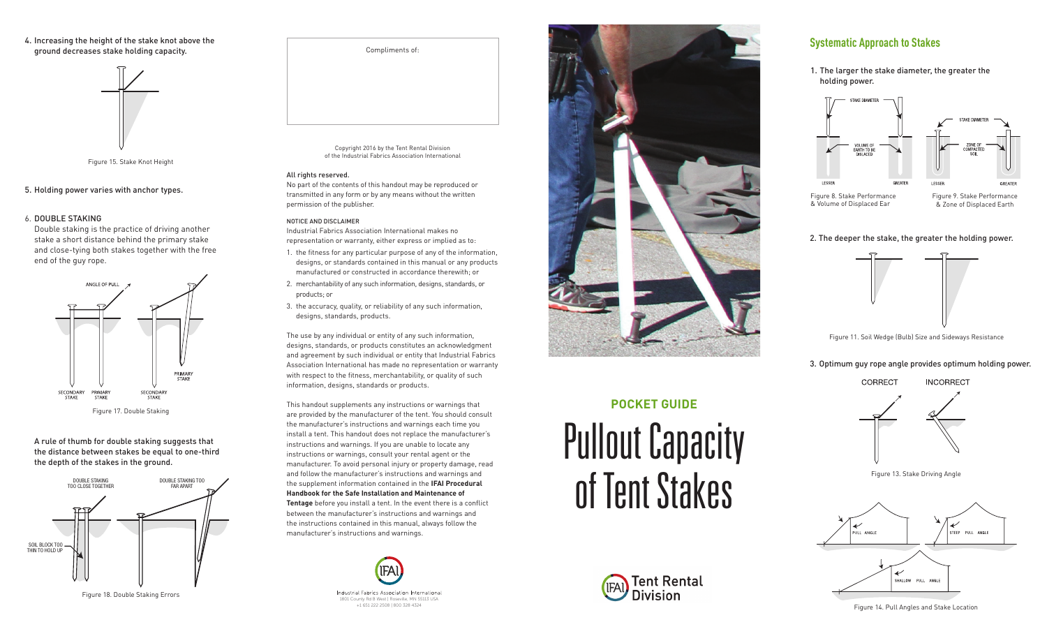4. Increasing the height of the stake knot above the ground decreases stake holding capacity.

Figure 15. Stake Knot Height

5. Holding power varies with anchor types.

6. DOUBLE STAKING

   Double staking is the practice of driving another stake a short distance behind the primary stake and close-tying both stakes together with the free end of the guy rope.

ANGLE OF PULL

SECONDARY STAKE

PRIMARY STAKE

SECONDARY STAKE

PRIMARY STAKE

Figure 17. Double Staking

A rule of thumb for double staking suggests that the distance between stakes be equal to one-third the depth of the stakes in the ground.

DOUBLE STAKING TOO CLOSE TOGETHER

DOUBLE STAKING TOO FAR APART

SOIL BLOCK TOO THIN TO HOLD UP

Figure 18. Double Staking Errors

Compliments of:

Copyright 2016 by the Tent Rental Division of the Industrial Fabrics Association International

**All rights reserved.**

No part of the contents of this handout may be reproduced or transmitted in any form or by any means without the written permission of the publisher.

**NOTICE AND DISCLAIMER**

Industrial Fabrics Association International makes no representation or warranty, either express or implied as to:

1. the fitness for any particular purpose of any of the information, designs, or standards contained in this manual or any products manufactured or constructed in accordance therewith; or
2. merchantability of any such information, designs, standards, or products; or
3. the accuracy, quality, or reliability of any such information, designs, standards, products.

The use by any individual or entity of any such information, designs, standards, or products constitutes an acknowledgment and agreement by such individual or entity that Industrial Fabrics Association International has made no representation or warranty with respect to the fitness, merchantability, or quality of such information, designs, standards or products.

This handout supplements any instructions or warnings that are provided by the manufacturer of the tent. You should consult the manufacturer's instructions and warnings each time you install a tent. This handout does not replace the manufacturer's instructions and warnings. If you are unable to locate any instructions or warnings, consult your rental agent or the manufacturer. To avoid personal injury or property damage, read and follow the manufacturer's instructions and warnings and the supplement information contained in the **IFAI Procedural Handbook for the Safe Installation and Maintenance of Tentage** before you install a tent. In the event there is a conflict between the manufacturer's instructions and warnings and the instructions contained in this manual, always follow the manufacturer's instructions and warnings.

Industrial Fabrics Association International
1801 County Rd B West | Roseville, MN 55113 USA
+1 651 222 2508 | 800 328 4324

## POCKET GUIDE

# Pullout Capacity of Tent Stakes

IFAI Tent Rental Division

## Systematic Approach to Stakes

1. The larger the stake diameter, the greater the holding power.

STAKE DIAMETER

VOLUME OF EARTH TO BE DISLACED

LESSER

GREATER

STAKE DIAMETER

ZONE OF COMPACTED SOIL

LESSER

GREATER

Figure 8. Stake Performance & Volume of Displaced Ear

Figure 9. Stake Performance & Zone of Displaced Earth

2. The deeper the stake, the greater the holding power.

Figure 11. Soil Wedge (Bulb) Size and Sideways Resistance

3. Optimum guy rope angle provides optimum holding power.

CORRECT

INCORRECT

Figure 13. Stake Driving Angle

PULL ANGLE

STEEP PULL ANGLE

SHALLOW PULL ANGLE

Figure 14. Pull Angles and Stake Location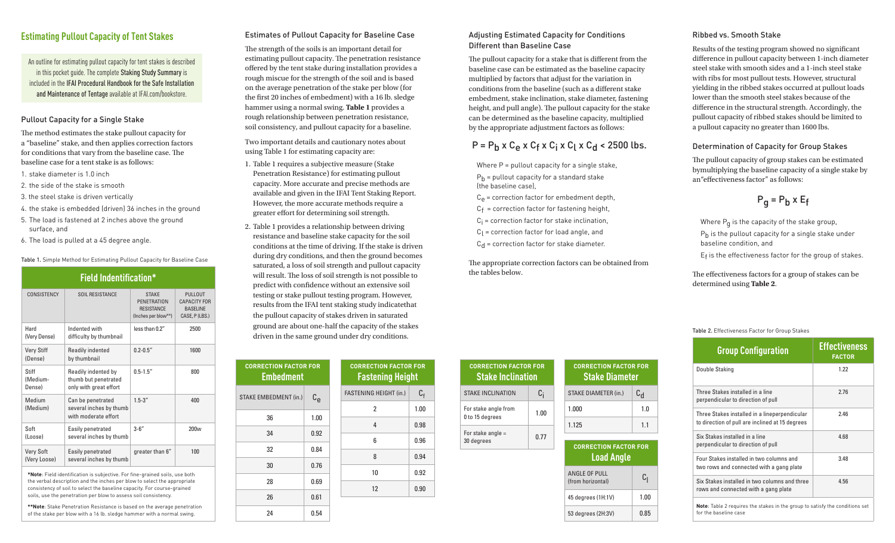## Estimating Pullout Capacity of Tent Stakes

An outline for estimating pullout capacity for tent stakes is described in this pocket guide. The complete Staking Study Summary is included in the IFAI Procedural Handbook for the Safe Installation and Maintenance of Tentage available at IFAI.com/bookstore.

### Pullout Capacity for a Single Stake

The method estimates the stake pullout capacity for a "baseline" stake, and then applies correction factors for conditions that vary from the baseline case. The baseline case for a tent stake is as follows:

1. stake diameter is 1.0 inch
2. the side of the stake is smooth
3. the steel stake is driven vertically
4. the stake is embedded (driven) 36 inches in the ground
5. The load is fastened at 2 inches above the ground surface, and
6. The load is pulled at a 45 degree angle.

Table 1. Simple Method for Estimating Pullout Capacity for Baseline Case

| Field Indentification* | | | |
|---|---|---|---|
| CONSISTENCY | SOIL RESISTANCE | STAKE PENETRATION RESISTANCE (Inches per blow**) | PULLOUT CAPACITY FOR BASELINE CASE, P (LBS.) |
| Hard (Very Dense) | Indented with difficulty by thumbnail | less than 0.2" | 2500 |
| Very Stiff (Dense) | Readily indented by thumbnail | 0.2-0.5" | 1600 |
| Stiff (Medium-Dense) | Readily indented by thumb but penetrated only with great effort | 0.5-1.5" | 800 |
| Medium (Medium) | Can be penetrated several inches by thumb with moderate effort | 1.5-3" | 400 |
| Soft (Loose) | Easily penetrated several inches by thumb | 3-6" | 200w |
| Very Soft (Very Loose) | Easily penetrated several inches by thumb | greater than 6" | 100 |

***Note**: Field identification is subjective. For fine-grained soils, use both the verbal description and the inches per blow to select the appropriate consistency of soil to select the baseline capacity. For course-grained soils, use the penetration per blow to assess soil consistency.

****Note**: Stake Penetration Resistance is based on the average penetration of the stake per blow with a 16 lb. sledge hammer with a normal swing.

### Estimates of Pullout Capacity for Baseline Case

The strength of the soils is an important detail for estimating pullout capacity. The penetration resistance offered by the tent stake during installation provides a rough miscue for the strength of the soil and is based on the average penetration of the stake per blow (for the first 20 inches of embedment) with a 16 lb. sledge hammer using a normal swing. **Table 1** provides a rough relationship between penetration resistance, soil consistency, and pullout capacity for a baseline.

Two important details and cautionary notes about using Table 1 for estimating capacity are:

1. Table 1 requires a subjective measure (Stake Penetration Resistance) for estimating pullout capacity. More accurate and precise methods are available and given in the IFAI Tent Staking Report. However, the more accurate methods require a greater effort for determining soil strength.
2. Table 1 provides a relationship between driving resistance and baseline stake capacity for the soil conditions at the time of driving. If the stake is driven during dry conditions, and then the ground becomes saturated, a loss of soil strength and pullout capacity will result. The loss of soil strength is not possible to predict with confidence without an extensive soil testing or stake pullout testing program. However, results from the IFAI tent staking study indicatethat the pullout capacity of stakes driven in saturated ground are about one-half the capacity of the stakes driven in the same ground under dry conditions.

| CORRECTION FACTOR FOR Embedment | |
|---|---|
| STAKE EMBEDMENT (in.) | $C_e$ |
| 36 | 1.00 |
| 34 | 0.92 |
| 32 | 0.84 |
| 30 | 0.76 |
| 28 | 0.69 |
| 26 | 0.61 |
| 24 | 0.54 |

| CORRECTION FACTOR FOR Fastening Height | |
|---|---|
| FASTENING HEIGHT (in.) | $C_f$ |
| 2 | 1.00 |
| 4 | 0.98 |
| 6 | 0.96 |
| 8 | 0.94 |
| 10 | 0.92 |
| 12 | 0.90 |

### Adjusting Estimated Capacity for Conditions Different than Baseline Case

The pullout capacity for a stake that is different from the baseline case can be estimated as the baseline capacity multiplied by factors that adjust for the variation in conditions from the baseline (such as a different stake embedment, stake inclination, stake diameter, fastening height, and pull angle). The pullout capacity for the stake can be determined as the baseline capacity, multiplied by the appropriate adjustment factors as follows:

$$P = P_b \times C_e \times C_f \times C_i \times C_l \times C_d < 2500 \text{ lbs.}$$

Where P = pullout capacity for a single stake,
$P_b$ = pullout capacity for a standard stake (the baseline case),
$C_e$ = correction factor for embedment depth,
$C_f$ = correction factor for fastening height,
$C_i$ = correction factor for stake inclination,
$C_l$ = correction factor for load angle, and
$C_d$ = correction factor for stake diameter.

The appropriate correction factors can be obtained from the tables below.

| CORRECTION FACTOR FOR Stake Inclination | |
|---|---|
| STAKE INCLINATION | $C_i$ |
| For stake angle from 0 to 15 degrees | 1.00 |
| For stake angle = 30 degrees | 0.77 |

| CORRECTION FACTOR FOR Stake Diameter | |
|---|---|
| STAKE DIAMETER (in.) | $C_d$ |
| 1.000 | 1.0 |
| 1.125 | 1.1 |

| CORRECTION FACTOR FOR Load Angle | |
|---|---|
| ANGLE OF PULL (from horizontal) | $C_l$ |
| 45 degrees (1H:1V) | 1.00 |
| 53 degrees (2H:3V) | 0.85 |

### Ribbed vs. Smooth Stake

Results of the testing program showed no significant difference in pullout capacity between 1-inch diameter steel stake with smooth sides and a 1-inch steel stake with ribs for most pullout tests. However, structural yielding in the ribbed stakes occurred at pullout loads lower than the smooth steel stakes because of the difference in the structural strength. Accordingly, the pullout capacity of ribbed stakes should be limited to a pullout capacity no greater than 1600 lbs.

### Determination of Capacity for Group Stakes

The pullout capacity of group stakes can be estimated bymultiplying the baseline capacity of a single stake by an"effectiveness factor" as follows:

$$P_g = P_b \times E_f$$

Where $P_g$ is the capacity of the stake group,
$P_b$ is the pullout capacity for a single stake under baseline condition, and
$E_f$ is the effectiveness factor for the group of stakes.

The effectiveness factors for a group of stakes can be determined using **Table 2**.

Table 2. Effectiveness Factor for Group Stakes

| Group Configuration | Effectiveness FACTOR |
|---|---|
| Double Staking | 1.22 |
| Three Stakes installed in a line perpendicular to direction of pull | 2.76 |
| Three Stakes installed in a lineperpendicular to direction of pull are inclined at 15 degrees | 2.46 |
| Six Stakes installed in a line perpendicular to direction of pull | 4.68 |
| Four Stakes installed in two columns and two rows and connected with a gang plate | 3.48 |
| Six Stakes installed in two columns and three rows and connected with a gang plate | 4.56 |

**Note**: Table 2 requires the stakes in the group to satisfy the conditions set for the baseline case